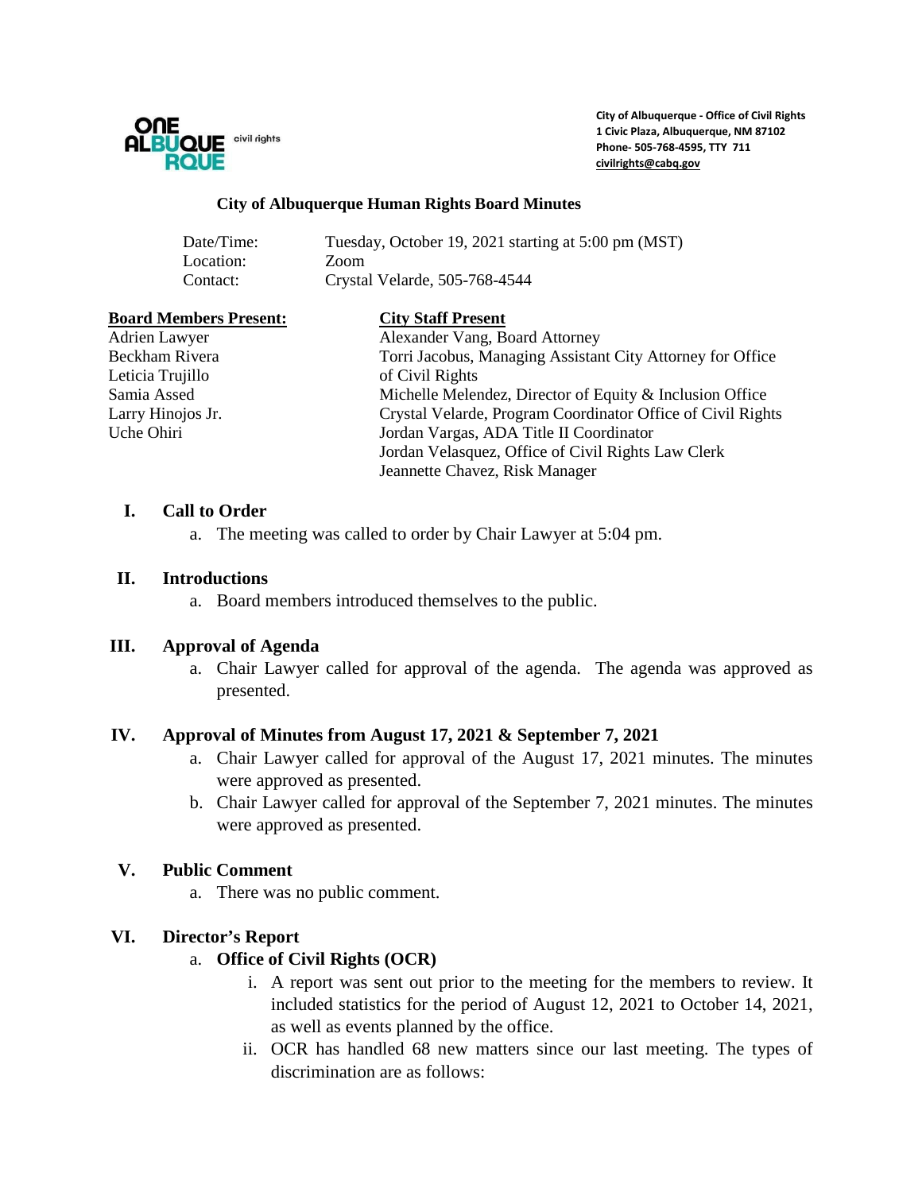ONE ALBUQUERQUE civil rights

**City of Albuquerque - Office of Civil Rights**
**1 Civic Plaza, Albuquerque, NM 87102**
**Phone- 505-768-4595, TTY 711**
**civilrights@cabq.gov**

# City of Albuquerque Human Rights Board Minutes

| | |
|---|---|
| Date/Time: | Tuesday, October 19, 2021 starting at 5:00 pm (MST) |
| Location: | Zoom |
| Contact: | Crystal Velarde, 505-768-4544 |

| **Board Members Present:** | **City Staff Present** |
|---|---|
| Adrien Lawyer | Alexander Vang, Board Attorney |
| Beckham Rivera | Torri Jacobus, Managing Assistant City Attorney for Office of Civil Rights |
| Leticia Trujillo | Michelle Melendez, Director of Equity & Inclusion Office |
| Samia Assed | Crystal Velarde, Program Coordinator Office of Civil Rights |
| Larry Hinojos Jr. | Jordan Vargas, ADA Title II Coordinator |
| Uche Ohiri | Jordan Velasquez, Office of Civil Rights Law Clerk |
| | Jeannette Chavez, Risk Manager |

## I. Call to Order

a. The meeting was called to order by Chair Lawyer at 5:04 pm.

## II. Introductions

a. Board members introduced themselves to the public.

## III. Approval of Agenda

a. Chair Lawyer called for approval of the agenda. The agenda was approved as presented.

## IV. Approval of Minutes from August 17, 2021 & September 7, 2021

a. Chair Lawyer called for approval of the August 17, 2021 minutes. The minutes were approved as presented.

b. Chair Lawyer called for approval of the September 7, 2021 minutes. The minutes were approved as presented.

## V. Public Comment

a. There was no public comment.

## VI. Director's Report

a. **Office of Civil Rights (OCR)**

i. A report was sent out prior to the meeting for the members to review. It included statistics for the period of August 12, 2021 to October 14, 2021, as well as events planned by the office.

ii. OCR has handled 68 new matters since our last meeting. The types of discrimination are as follows: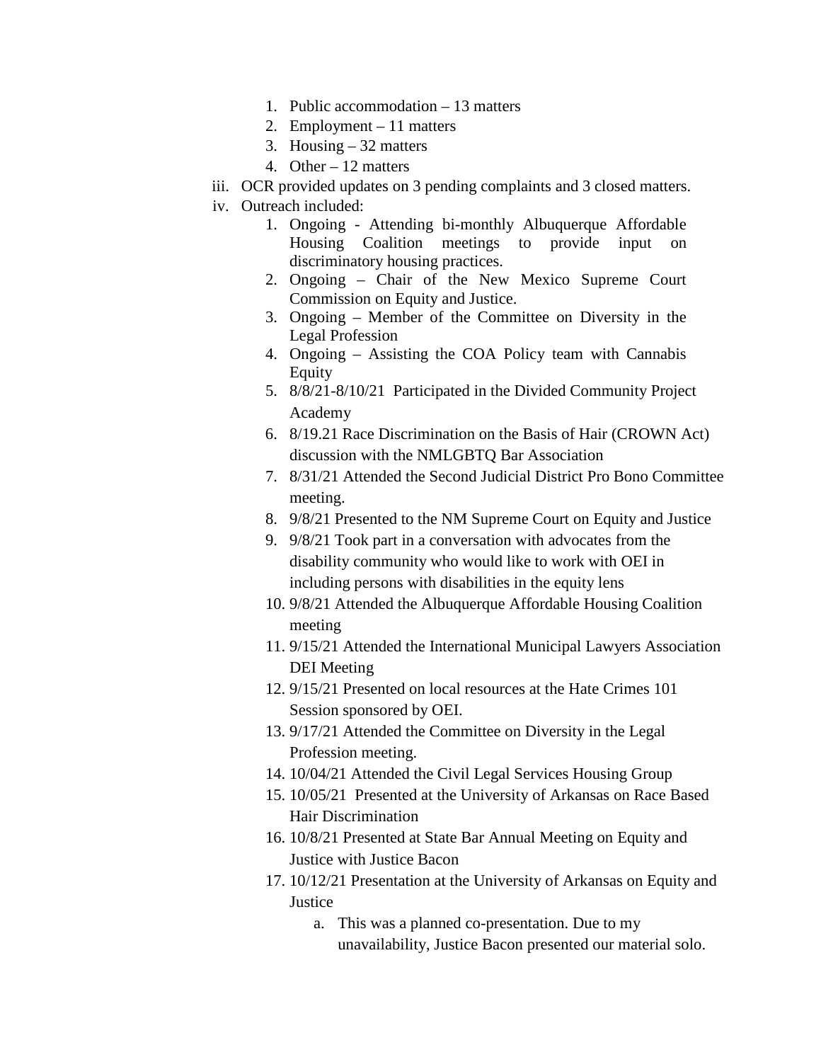1. Public accommodation – 13 matters
2. Employment – 11 matters
3. Housing – 32 matters
4. Other – 12 matters

iii. OCR provided updates on 3 pending complaints and 3 closed matters.

iv. Outreach included:

1. Ongoing - Attending bi-monthly Albuquerque Affordable Housing Coalition meetings to provide input on discriminatory housing practices.
2. Ongoing – Chair of the New Mexico Supreme Court Commission on Equity and Justice.
3. Ongoing – Member of the Committee on Diversity in the Legal Profession
4. Ongoing – Assisting the COA Policy team with Cannabis Equity
5. 8/8/21-8/10/21 Participated in the Divided Community Project Academy
6. 8/19.21 Race Discrimination on the Basis of Hair (CROWN Act) discussion with the NMLGBTQ Bar Association
7. 8/31/21 Attended the Second Judicial District Pro Bono Committee meeting.
8. 9/8/21 Presented to the NM Supreme Court on Equity and Justice
9. 9/8/21 Took part in a conversation with advocates from the disability community who would like to work with OEI in including persons with disabilities in the equity lens
10. 9/8/21 Attended the Albuquerque Affordable Housing Coalition meeting
11. 9/15/21 Attended the International Municipal Lawyers Association DEI Meeting
12. 9/15/21 Presented on local resources at the Hate Crimes 101 Session sponsored by OEI.
13. 9/17/21 Attended the Committee on Diversity in the Legal Profession meeting.
14. 10/04/21 Attended the Civil Legal Services Housing Group
15. 10/05/21 Presented at the University of Arkansas on Race Based Hair Discrimination
16. 10/8/21 Presented at State Bar Annual Meeting on Equity and Justice with Justice Bacon
17. 10/12/21 Presentation at the University of Arkansas on Equity and Justice
    a. This was a planned co-presentation. Due to my unavailability, Justice Bacon presented our material solo.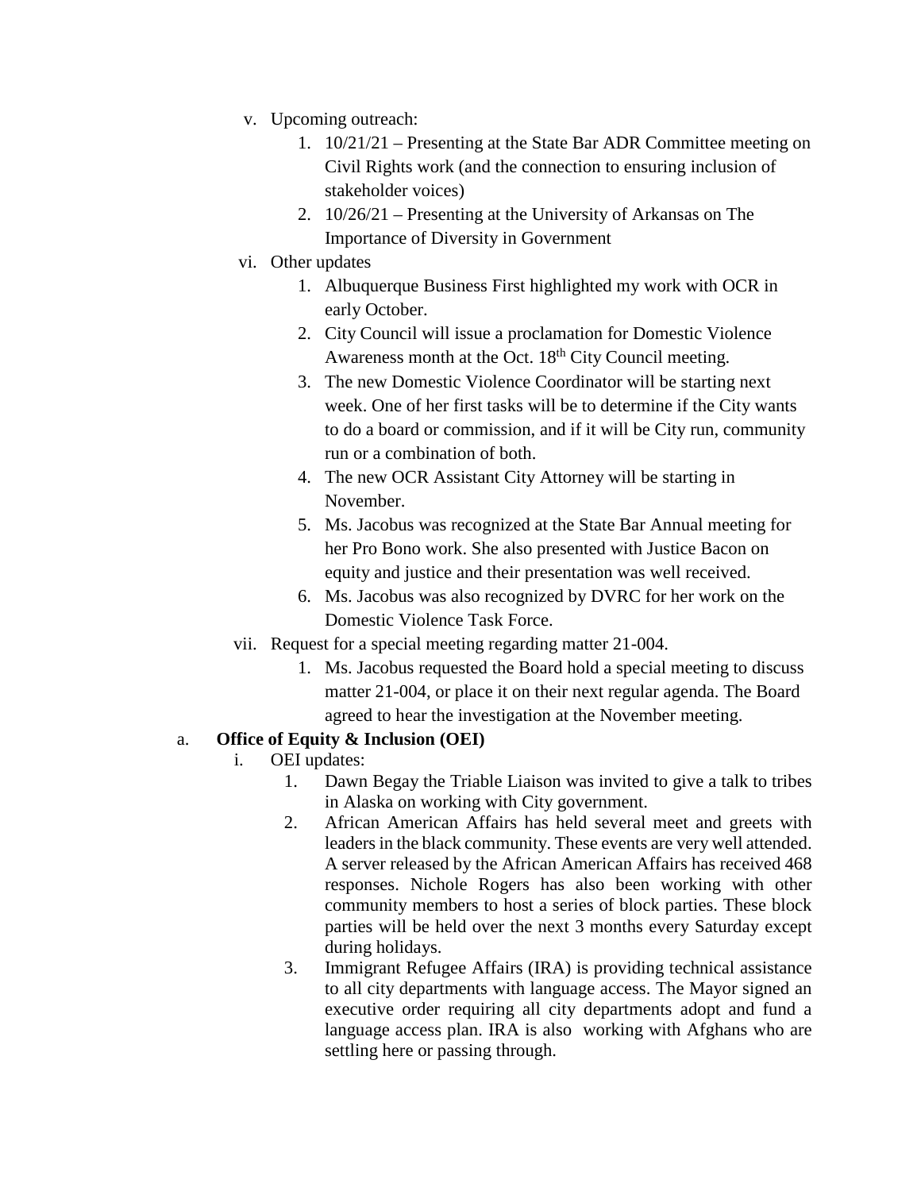v. Upcoming outreach:
   1. 10/21/21 – Presenting at the State Bar ADR Committee meeting on Civil Rights work (and the connection to ensuring inclusion of stakeholder voices)
   2. 10/26/21 – Presenting at the University of Arkansas on The Importance of Diversity in Government

vi. Other updates
   1. Albuquerque Business First highlighted my work with OCR in early October.
   2. City Council will issue a proclamation for Domestic Violence Awareness month at the Oct. 18th City Council meeting.
   3. The new Domestic Violence Coordinator will be starting next week. One of her first tasks will be to determine if the City wants to do a board or commission, and if it will be City run, community run or a combination of both.
   4. The new OCR Assistant City Attorney will be starting in November.
   5. Ms. Jacobus was recognized at the State Bar Annual meeting for her Pro Bono work. She also presented with Justice Bacon on equity and justice and their presentation was well received.
   6. Ms. Jacobus was also recognized by DVRC for her work on the Domestic Violence Task Force.

vii. Request for a special meeting regarding matter 21-004.
   1. Ms. Jacobus requested the Board hold a special meeting to discuss matter 21-004, or place it on their next regular agenda. The Board agreed to hear the investigation at the November meeting.

a. **Office of Equity & Inclusion (OEI)**

i. OEI updates:
   1. Dawn Begay the Triable Liaison was invited to give a talk to tribes in Alaska on working with City government.
   2. African American Affairs has held several meet and greets with leaders in the black community. These events are very well attended. A server released by the African American Affairs has received 468 responses. Nichole Rogers has also been working with other community members to host a series of block parties. These block parties will be held over the next 3 months every Saturday except during holidays.
   3. Immigrant Refugee Affairs (IRA) is providing technical assistance to all city departments with language access. The Mayor signed an executive order requiring all city departments adopt and fund a language access plan. IRA is also working with Afghans who are settling here or passing through.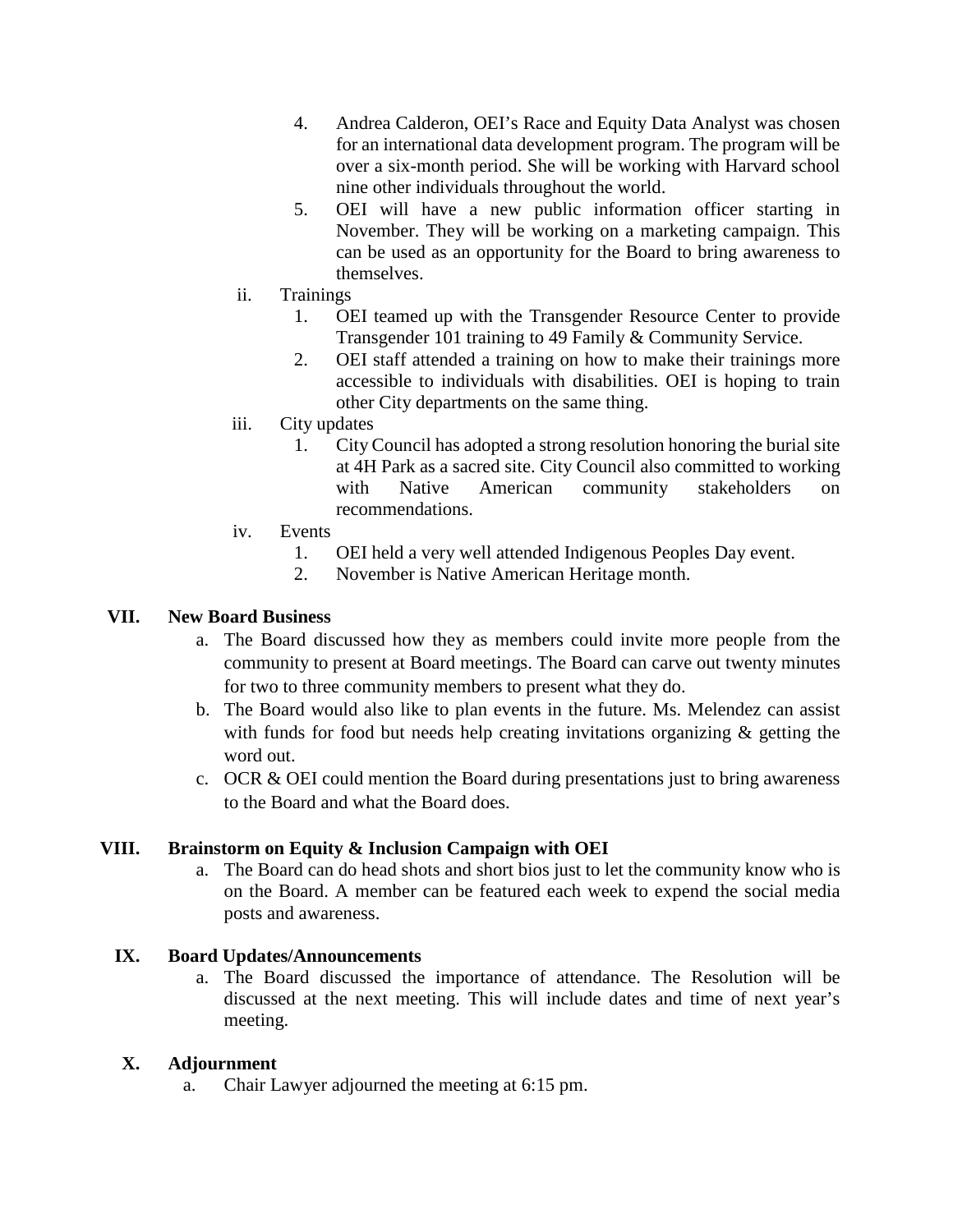4. Andrea Calderon, OEI's Race and Equity Data Analyst was chosen for an international data development program. The program will be over a six-month period. She will be working with Harvard school nine other individuals throughout the world.
5. OEI will have a new public information officer starting in November. They will be working on a marketing campaign. This can be used as an opportunity for the Board to bring awareness to themselves.

ii. Trainings

1. OEI teamed up with the Transgender Resource Center to provide Transgender 101 training to 49 Family & Community Service.
2. OEI staff attended a training on how to make their trainings more accessible to individuals with disabilities. OEI is hoping to train other City departments on the same thing.

iii. City updates

1. City Council has adopted a strong resolution honoring the burial site at 4H Park as a sacred site. City Council also committed to working with Native American community stakeholders on recommendations.

iv. Events

1. OEI held a very well attended Indigenous Peoples Day event.
2. November is Native American Heritage month.

## VII. New Board Business

a. The Board discussed how they as members could invite more people from the community to present at Board meetings. The Board can carve out twenty minutes for two to three community members to present what they do.

b. The Board would also like to plan events in the future. Ms. Melendez can assist with funds for food but needs help creating invitations organizing & getting the word out.

c. OCR & OEI could mention the Board during presentations just to bring awareness to the Board and what the Board does.

## VIII. Brainstorm on Equity & Inclusion Campaign with OEI

a. The Board can do head shots and short bios just to let the community know who is on the Board. A member can be featured each week to expend the social media posts and awareness.

## IX. Board Updates/Announcements

a. The Board discussed the importance of attendance. The Resolution will be discussed at the next meeting. This will include dates and time of next year's meeting.

## X. Adjournment

a. Chair Lawyer adjourned the meeting at 6:15 pm.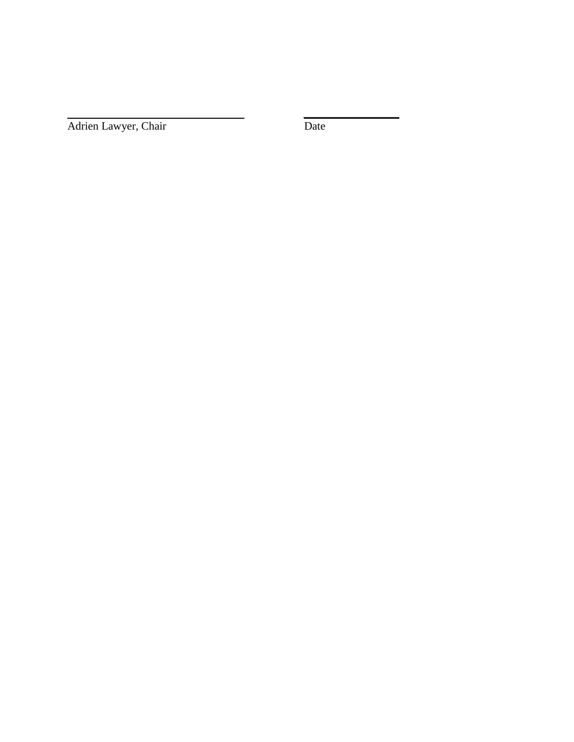\_\_\_\_\_\_\_\_\_\_\_\_\_\_\_\_\_\_\_\_\_\_\_\_\_\_\_\_\_\_\_\_ \_\_\_\_\_\_\_\_\_\_\_\_\_\_\_\_\_\_

Adrien Lawyer, Chair Date